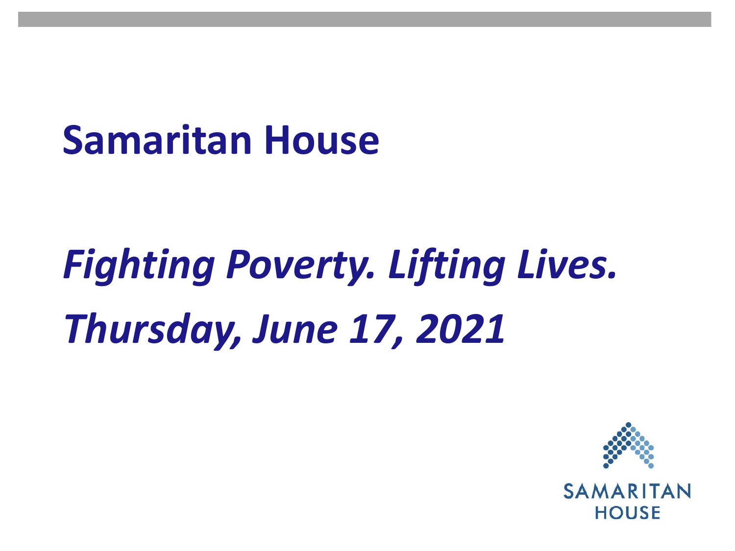# Samaritan House

***Fighting Poverty. Lifting Lives.***

***Thursday, June 17, 2021***

SAMARITAN HOUSE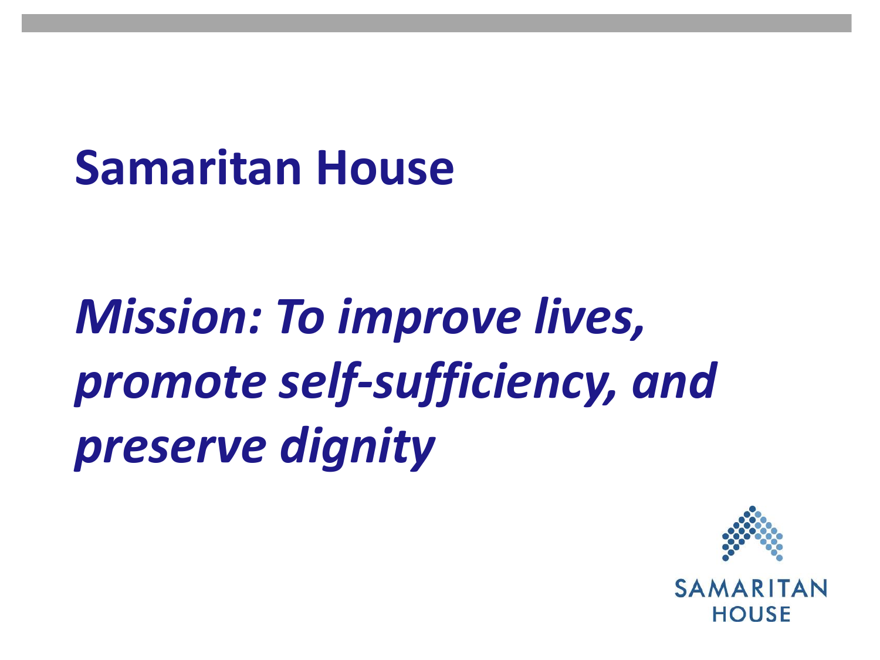# Samaritan House

***Mission: To improve lives, promote self-sufficiency, and preserve dignity***

SAMARITAN HOUSE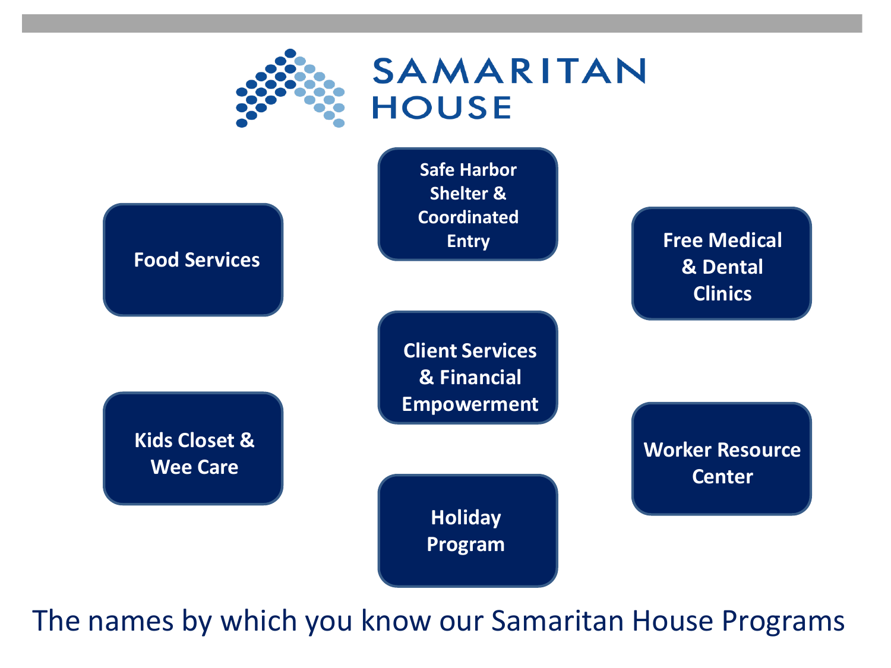# SAMARITAN HOUSE

- Food Services
- Safe Harbor Shelter & Coordinated Entry
- Free Medical & Dental Clinics
- Client Services & Financial Empowerment
- Kids Closet & Wee Care
- Worker Resource Center
- Holiday Program

The names by which you know our Samaritan House Programs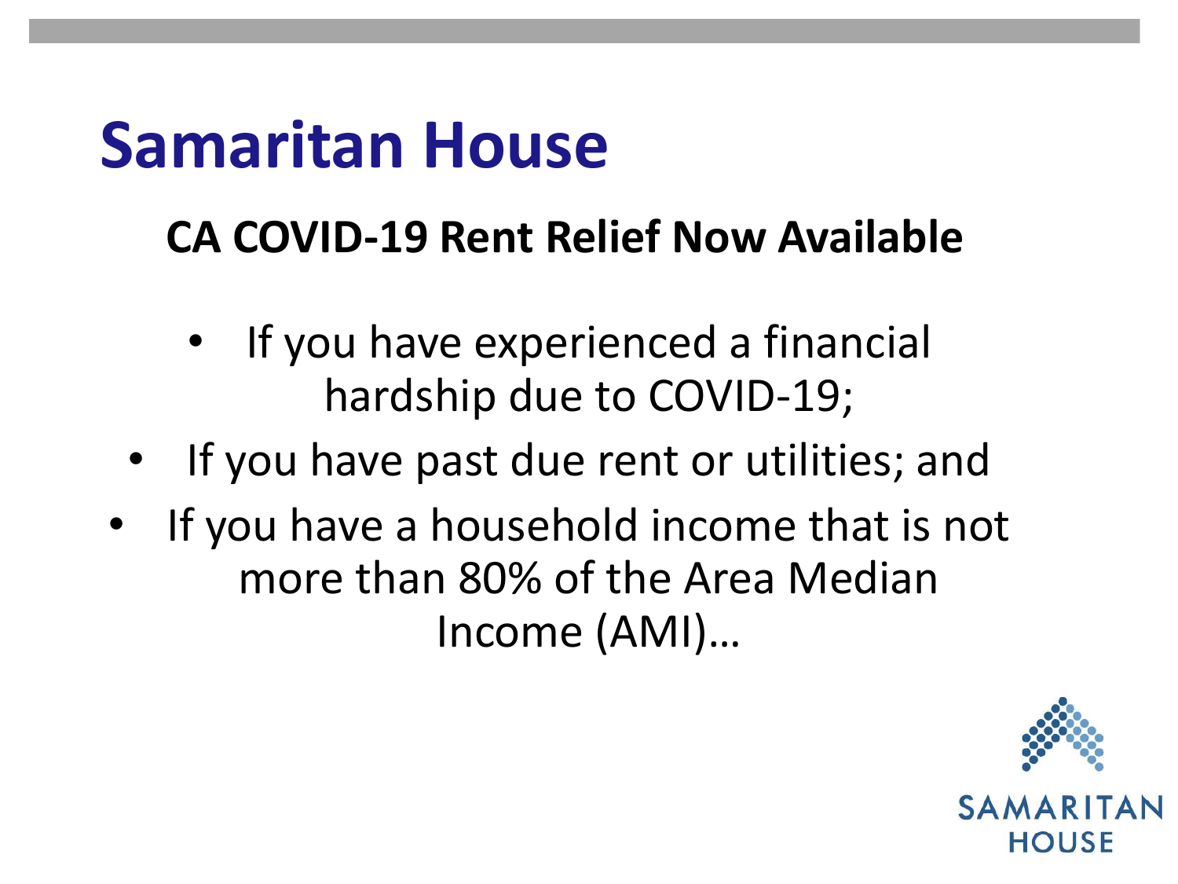# Samaritan House

**CA COVID-19 Rent Relief Now Available**

- If you have experienced a financial hardship due to COVID-19;
- If you have past due rent or utilities; and
- If you have a household income that is not more than 80% of the Area Median Income (AMI)…

SAMARITAN HOUSE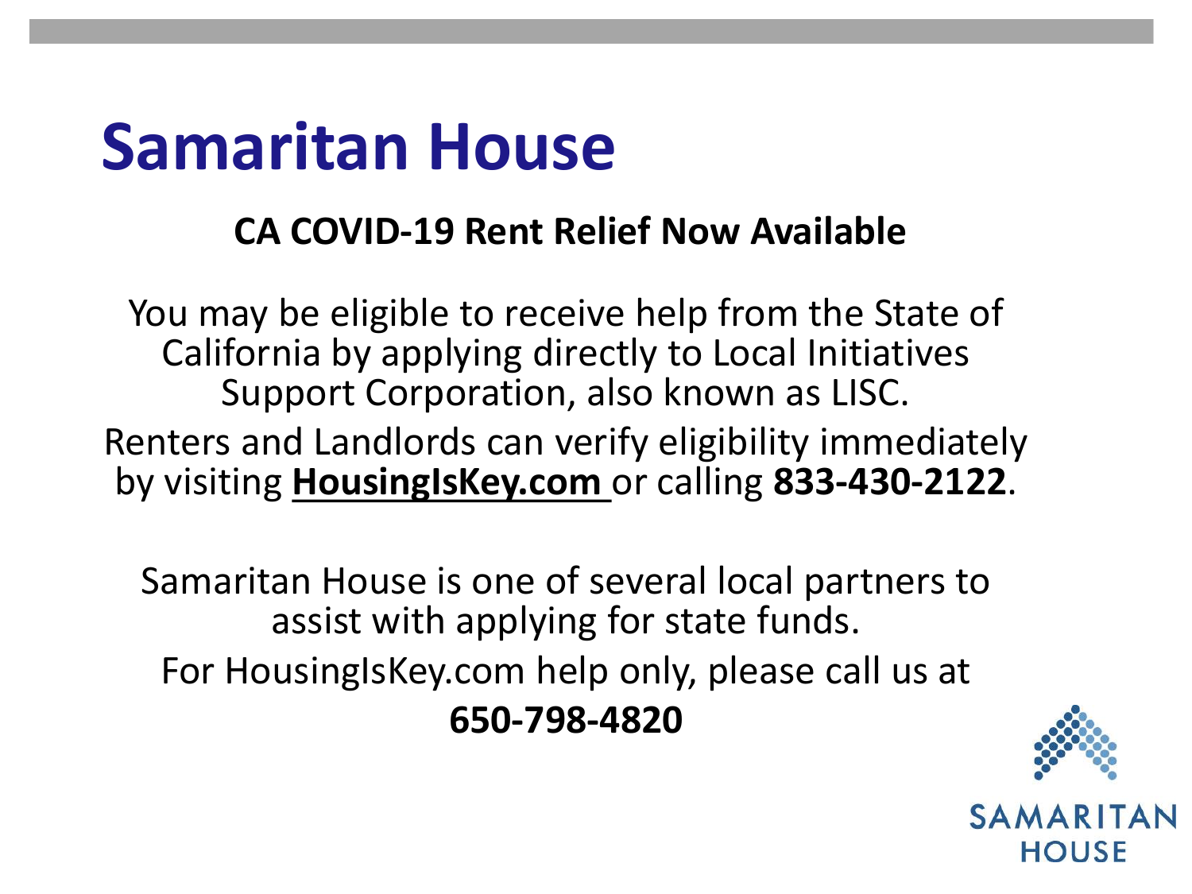# Samaritan House

**CA COVID-19 Rent Relief Now Available**

You may be eligible to receive help from the State of California by applying directly to Local Initiatives Support Corporation, also known as LISC.

Renters and Landlords can verify eligibility immediately by visiting **HousingIsKey.com** or calling **833-430-2122**.

Samaritan House is one of several local partners to assist with applying for state funds.

For HousingIsKey.com help only, please call us at

**650-798-4820**

SAMARITAN HOUSE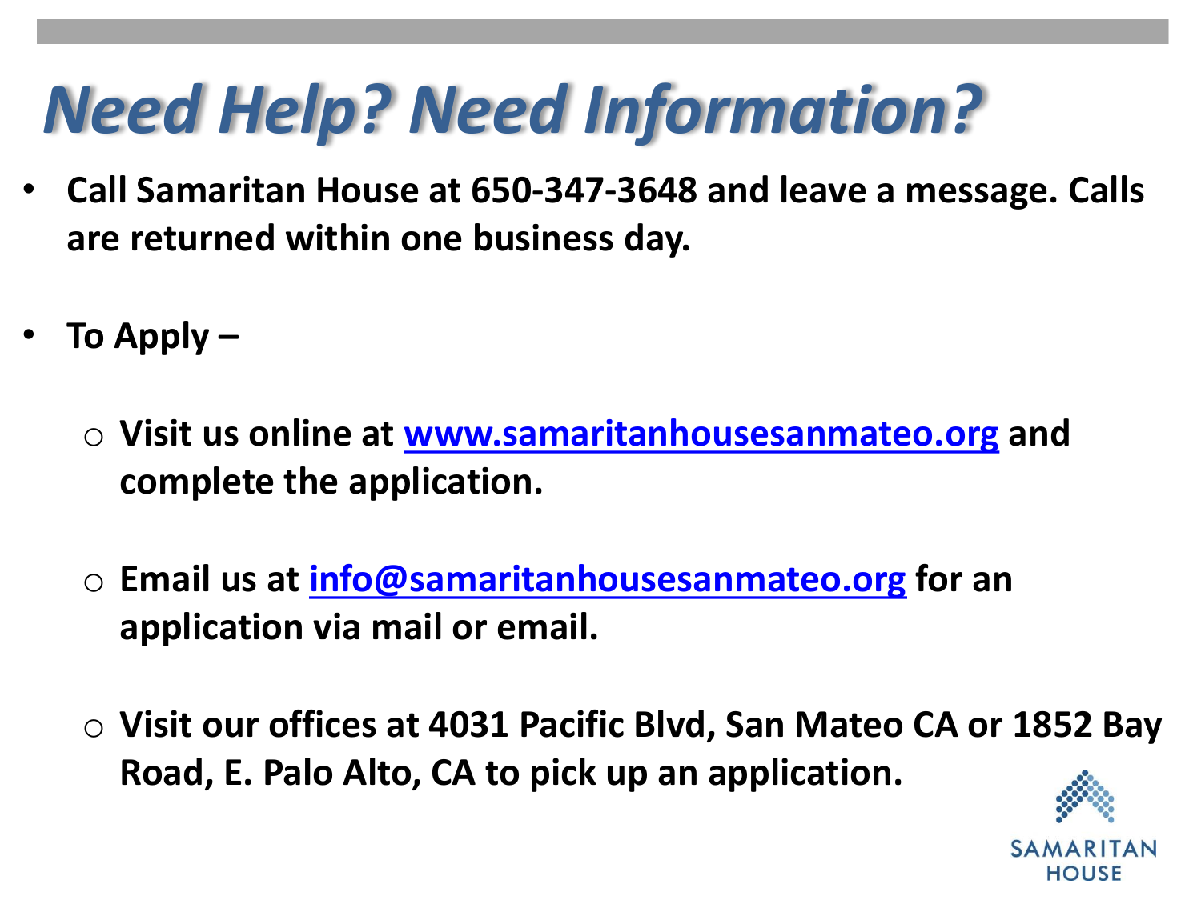# *Need Help? Need Information?*

- **Call Samaritan House at 650-347-3648 and leave a message. Calls are returned within one business day.**

- **To Apply –**

  - **Visit us online at [www.samaritanhousesanmateo.org](www.samaritanhousesanmateo.org) and complete the application.**

  - **Email us at [info@samaritanhousesanmateo.org](mailto:info@samaritanhousesanmateo.org) for an application via mail or email.**

  - **Visit our offices at 4031 Pacific Blvd, San Mateo CA or 1852 Bay Road, E. Palo Alto, CA to pick up an application.**

SAMARITAN HOUSE